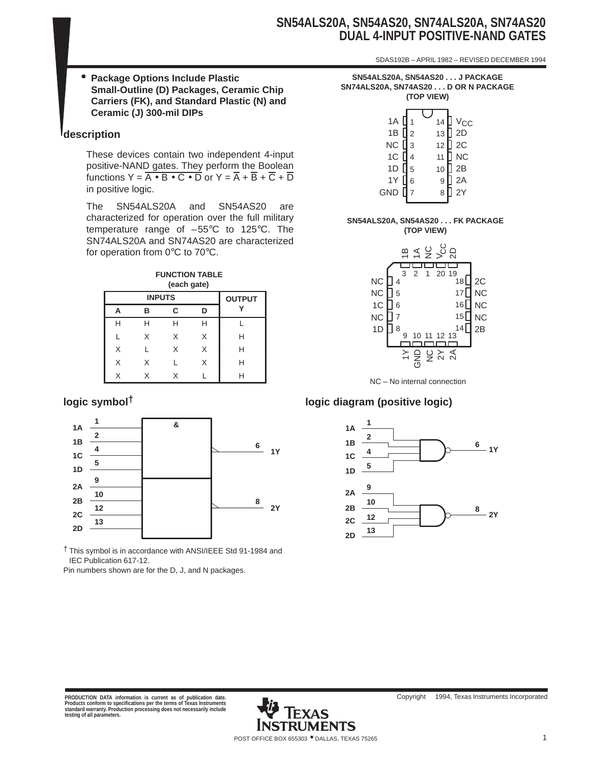# SN54ALS20A, SN54AS20, SN74ALS20A, SN74AS20
# DUAL 4-INPUT POSITIVE-NAND GATES

SDAS192B – APRIL 1982 – REVISED DECEMBER 1994

- **Package Options Include Plastic Small-Outline (D) Packages, Ceramic Chip Carriers (FK), and Standard Plastic (N) and Ceramic (J) 300-mil DIPs**

## description

These devices contain two independent 4-input positive-NAND gates. They perform the Boolean functions $Y = \overline{A \bullet B \bullet C \bullet D}$ or $Y = \overline{A} + \overline{B} + \overline{C} + \overline{D}$ in positive logic.

The SN54ALS20A and SN54AS20 are characterized for operation over the full military temperature range of –55°C to 125°C. The SN74ALS20A and SN74AS20 are characterized for operation from 0°C to 70°C.

**SN54ALS20A, SN54AS20 . . . J PACKAGE**
**SN74ALS20A, SN74AS20 . . . D OR N PACKAGE**
**(TOP VIEW)**

| Pin | Name | Pin | Name |
|---|---|---|---|
| 1 | 1A | 14 | $V_{CC}$ |
| 2 | 1B | 13 | 2D |
| 3 | NC | 12 | 2C |
| 4 | 1C | 11 | NC |
| 5 | 1D | 10 | 2B |
| 6 | 1Y | 9 | 2A |
| 7 | GND | 8 | 2Y |

**SN54ALS20A, SN54AS20 . . . FK PACKAGE**
**(TOP VIEW)**

| Pin | Name |
|---|---|
| 1 | NC |
| 2 | 1A |
| 3 | 1B |
| 4 | NC |
| 5 | NC |
| 6 | 1C |
| 7 | NC |
| 8 | 1D |
| 9 | 1Y |
| 10 | GND |
| 11 | NC |
| 12 | 2Y |
| 13 | 2A |
| 14 | 2B |
| 15 | NC |
| 16 | NC |
| 17 | NC |
| 18 | 2C |
| 19 | 2D |
| 20 | $V_{CC}$ |

NC – No internal connection

**FUNCTION TABLE**
**(each gate)**

| INPUTS | | | | OUTPUT |
|---|---|---|---|---|
| A | B | C | D | Y |
| H | H | H | H | L |
| L | X | X | X | H |
| X | L | X | X | H |
| X | X | L | X | H |
| X | X | X | L | H |

## logic symbol†

Inputs 1A (1), 1B (2), 1C (4), 1D (5) → & → 1Y (6)
Inputs 2A (9), 2B (10), 2C (12), 2D (13) → & → 2Y (8)

† This symbol is in accordance with ANSI/IEEE Std 91-1984 and IEC Publication 617-12.
Pin numbers shown are for the D, J, and N packages.

## logic diagram (positive logic)

1A (1), 1B (2), 1C (4), 1D (5) → NAND → 1Y (6)
2A (9), 2B (10), 2C (12), 2D (13) → NAND → 2Y (8)

PRODUCTION DATA information is current as of publication date. Products conform to specifications per the terms of Texas Instruments standard warranty. Production processing does not necessarily include testing of all parameters.

Copyright © 1994, Texas Instruments Incorporated

TEXAS INSTRUMENTS
POST OFFICE BOX 655303 • DALLAS, TEXAS 75265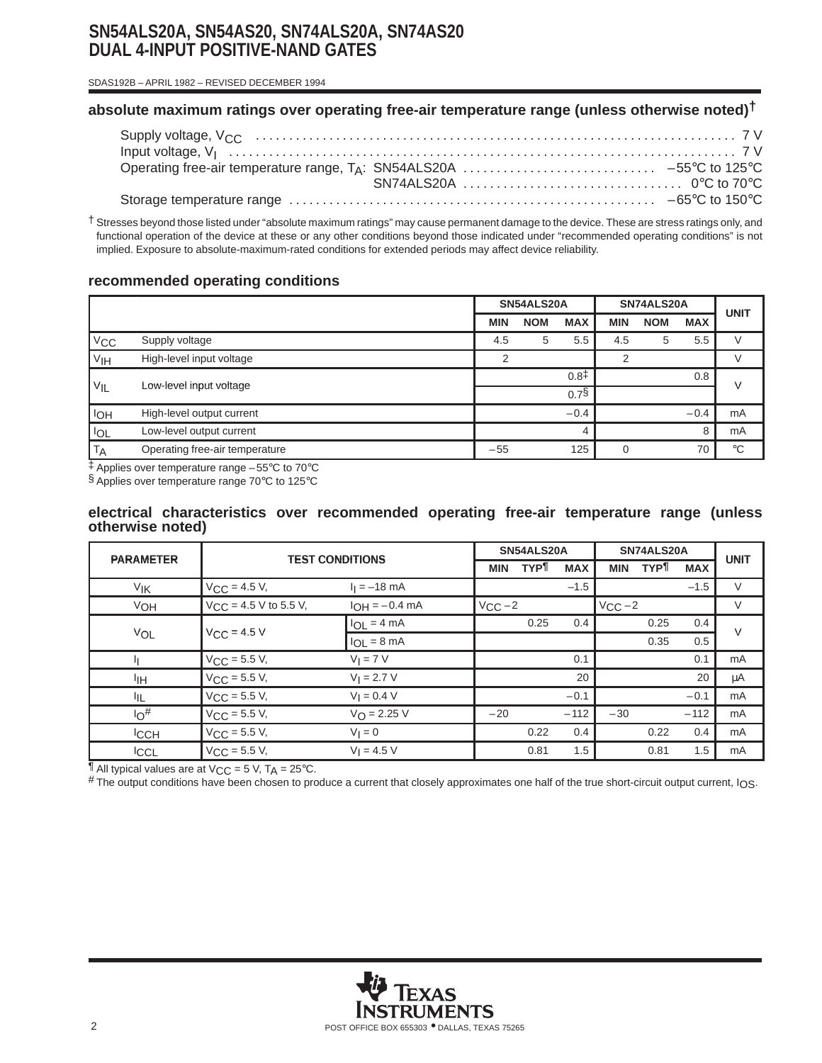## absolute maximum ratings over operating free-air temperature range (unless otherwise noted)†

Supply voltage, $V_{CC}$ ........ 7 V
Input voltage, $V_I$ ........ 7 V
Operating free-air temperature range, $T_A$: SN54ALS20A ........ −55°C to 125°C
SN74ALS20A ........ 0°C to 70°C
Storage temperature range ........ −65°C to 150°C

† Stresses beyond those listed under "absolute maximum ratings" may cause permanent damage to the device. These are stress ratings only, and functional operation of the device at these or any other conditions beyond those indicated under "recommended operating conditions" is not implied. Exposure to absolute-maximum-rated conditions for extended periods may affect device reliability.

## recommended operating conditions

| | | SN54ALS20A | | | SN74ALS20A | | | UNIT |
|---|---|---|---|---|---|---|---|---|
| | | MIN | NOM | MAX | MIN | NOM | MAX | |
| $V_{CC}$ | Supply voltage | 4.5 | 5 | 5.5 | 4.5 | 5 | 5.5 | V |
| $V_{IH}$ | High-level input voltage | 2 | | | 2 | | | V |
| $V_{IL}$ | Low-level input voltage | | | 0.8‡ | | | 0.8 | V |
| | | | | 0.7§ | | | | |
| $I_{OH}$ | High-level output current | | | −0.4 | | | −0.4 | mA |
| $I_{OL}$ | Low-level output current | | | 4 | | | 8 | mA |
| $T_A$ | Operating free-air temperature | −55 | | 125 | 0 | | 70 | °C |

‡ Applies over temperature range −55°C to 70°C
§ Applies over temperature range 70°C to 125°C

## electrical characteristics over recommended operating free-air temperature range (unless otherwise noted)

| PARAMETER | TEST CONDITIONS | | SN54ALS20A | | | SN74ALS20A | | | UNIT |
|---|---|---|---|---|---|---|---|---|---|
| | | | MIN | TYP¶ | MAX | MIN | TYP¶ | MAX | |
| $V_{IK}$ | $V_{CC}$ = 4.5 V, | $I_I$ = −18 mA | | | −1.5 | | | −1.5 | V |
| $V_{OH}$ | $V_{CC}$ = 4.5 V to 5.5 V, | $I_{OH}$ = −0.4 mA | $V_{CC}$ − 2 | | | $V_{CC}$ − 2 | | | V |
| $V_{OL}$ | $V_{CC}$ = 4.5 V | $I_{OL}$ = 4 mA | | 0.25 | 0.4 | | 0.25 | 0.4 | V |
| | | $I_{OL}$ = 8 mA | | | | | 0.35 | 0.5 | |
| $I_I$ | $V_{CC}$ = 5.5 V, | $V_I$ = 7 V | | | 0.1 | | | 0.1 | mA |
| $I_{IH}$ | $V_{CC}$ = 5.5 V, | $V_I$ = 2.7 V | | | 20 | | | 20 | μA |
| $I_{IL}$ | $V_{CC}$ = 5.5 V, | $V_I$ = 0.4 V | | | −0.1 | | | −0.1 | mA |
| $I_O$# | $V_{CC}$ = 5.5 V, | $V_O$ = 2.25 V | −20 | | −112 | −30 | | −112 | mA |
| $I_{CCH}$ | $V_{CC}$ = 5.5 V, | $V_I$ = 0 | | 0.22 | 0.4 | | 0.22 | 0.4 | mA |
| $I_{CCL}$ | $V_{CC}$ = 5.5 V, | $V_I$ = 4.5 V | | 0.81 | 1.5 | | 0.81 | 1.5 | mA |

¶ All typical values are at $V_{CC}$ = 5 V, $T_A$ = 25°C.
# The output conditions have been chosen to produce a current that closely approximates one half of the true short-circuit output current, $I_{OS}$.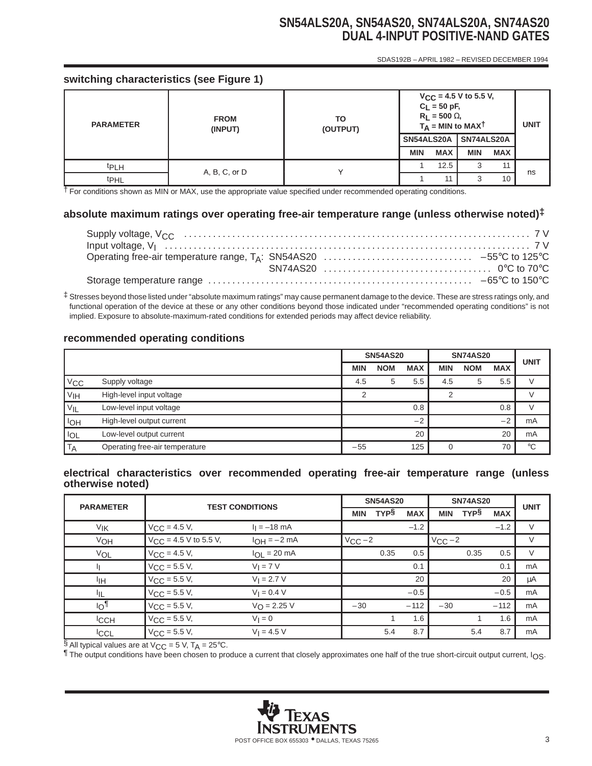### switching characteristics (see Figure 1)

| PARAMETER | FROM (INPUT) | TO (OUTPUT) | $V_{CC}$ = 4.5 V to 5.5 V, $C_L$ = 50 pF, $R_L$ = 500 Ω, $T_A$ = MIN to MAX† | | | | UNIT |
|---|---|---|---|---|---|---|---|
| | | | SN54ALS20A | | SN74ALS20A | | |
| | | | MIN | MAX | MIN | MAX | |
| $t_{PLH}$ | A, B, C, or D | Y | 1 | 12.5 | 3 | 11 | ns |
| $t_{PHL}$ | | | 1 | 11 | 3 | 10 | |

† For conditions shown as MIN or MAX, use the appropriate value specified under recommended operating conditions.

### absolute maximum ratings over operating free-air temperature range (unless otherwise noted)‡

Supply voltage, $V_{CC}$ .......... 7 V
Input voltage, $V_I$ .......... 7 V
Operating free-air temperature range, $T_A$: SN54AS20 .......... –55°C to 125°C
SN74AS20 .......... 0°C to 70°C
Storage temperature range .......... –65°C to 150°C

‡ Stresses beyond those listed under "absolute maximum ratings" may cause permanent damage to the device. These are stress ratings only, and functional operation of the device at these or any other conditions beyond those indicated under "recommended operating conditions" is not implied. Exposure to absolute-maximum-rated conditions for extended periods may affect device reliability.

### recommended operating conditions

| | | SN54AS20 | | | SN74AS20 | | | UNIT |
|---|---|---|---|---|---|---|---|---|
| | | MIN | NOM | MAX | MIN | NOM | MAX | |
| $V_{CC}$ | Supply voltage | 4.5 | 5 | 5.5 | 4.5 | 5 | 5.5 | V |
| $V_{IH}$ | High-level input voltage | 2 | | | 2 | | | V |
| $V_{IL}$ | Low-level input voltage | | | 0.8 | | | 0.8 | V |
| $I_{OH}$ | High-level output current | | | –2 | | | –2 | mA |
| $I_{OL}$ | Low-level output current | | | 20 | | | 20 | mA |
| $T_A$ | Operating free-air temperature | –55 | | 125 | 0 | | 70 | °C |

### electrical characteristics over recommended operating free-air temperature range (unless otherwise noted)

| PARAMETER | TEST CONDITIONS | | SN54AS20 | | | SN74AS20 | | | UNIT |
|---|---|---|---|---|---|---|---|---|---|
| | | | MIN | TYP§ | MAX | MIN | TYP§ | MAX | |
| $V_{IK}$ | $V_{CC}$ = 4.5 V, | $I_I$ = –18 mA | | | –1.2 | | | –1.2 | V |
| $V_{OH}$ | $V_{CC}$ = 4.5 V to 5.5 V, | $I_{OH}$ = –2 mA | $V_{CC}$ –2 | | | $V_{CC}$ –2 | | | V |
| $V_{OL}$ | $V_{CC}$ = 4.5 V, | $I_{OL}$ = 20 mA | | 0.35 | 0.5 | | 0.35 | 0.5 | V |
| $I_I$ | $V_{CC}$ = 5.5 V, | $V_I$ = 7 V | | | 0.1 | | | 0.1 | mA |
| $I_{IH}$ | $V_{CC}$ = 5.5 V, | $V_I$ = 2.7 V | | | 20 | | | 20 | µA |
| $I_{IL}$ | $V_{CC}$ = 5.5 V, | $V_I$ = 0.4 V | | | –0.5 | | | –0.5 | mA |
| $I_O$¶ | $V_{CC}$ = 5.5 V, | $V_O$ = 2.25 V | –30 | | –112 | –30 | | –112 | mA |
| $I_{CCH}$ | $V_{CC}$ = 5.5 V, | $V_I$ = 0 | | 1 | 1.6 | | 1 | 1.6 | mA |
| $I_{CCL}$ | $V_{CC}$ = 5.5 V, | $V_I$ = 4.5 V | | 5.4 | 8.7 | | 5.4 | 8.7 | mA |

§ All typical values are at $V_{CC}$ = 5 V, $T_A$ = 25°C.
¶ The output conditions have been chosen to produce a current that closely approximates one half of the true short-circuit output current, $I_{OS}$.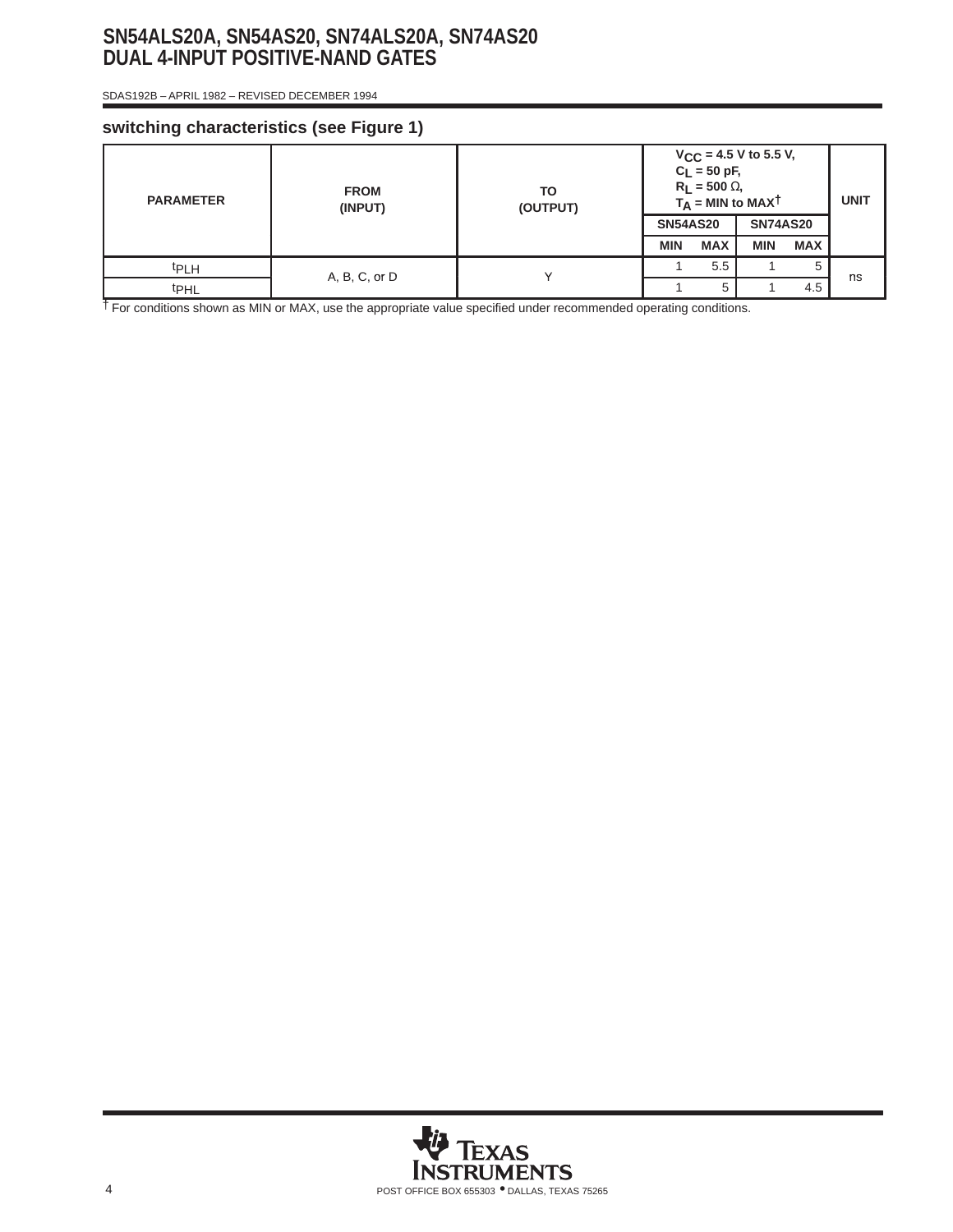## switching characteristics (see Figure 1)

| PARAMETER | FROM (INPUT) | TO (OUTPUT) | $V_{CC}$ = 4.5 V to 5.5 V, $C_L$ = 50 pF, $R_L$ = 500 Ω, $T_A$ = MIN to MAX† | | | | UNIT |
|---|---|---|---|---|---|---|---|
| | | | SN54AS20 | | SN74AS20 | | |
| | | | MIN | MAX | MIN | MAX | |
| $t_{PLH}$ | A, B, C, or D | Y | 1 | 5.5 | 1 | 5 | ns |
| $t_{PHL}$ | | | 1 | 5 | 1 | 4.5 | |

† For conditions shown as MIN or MAX, use the appropriate value specified under recommended operating conditions.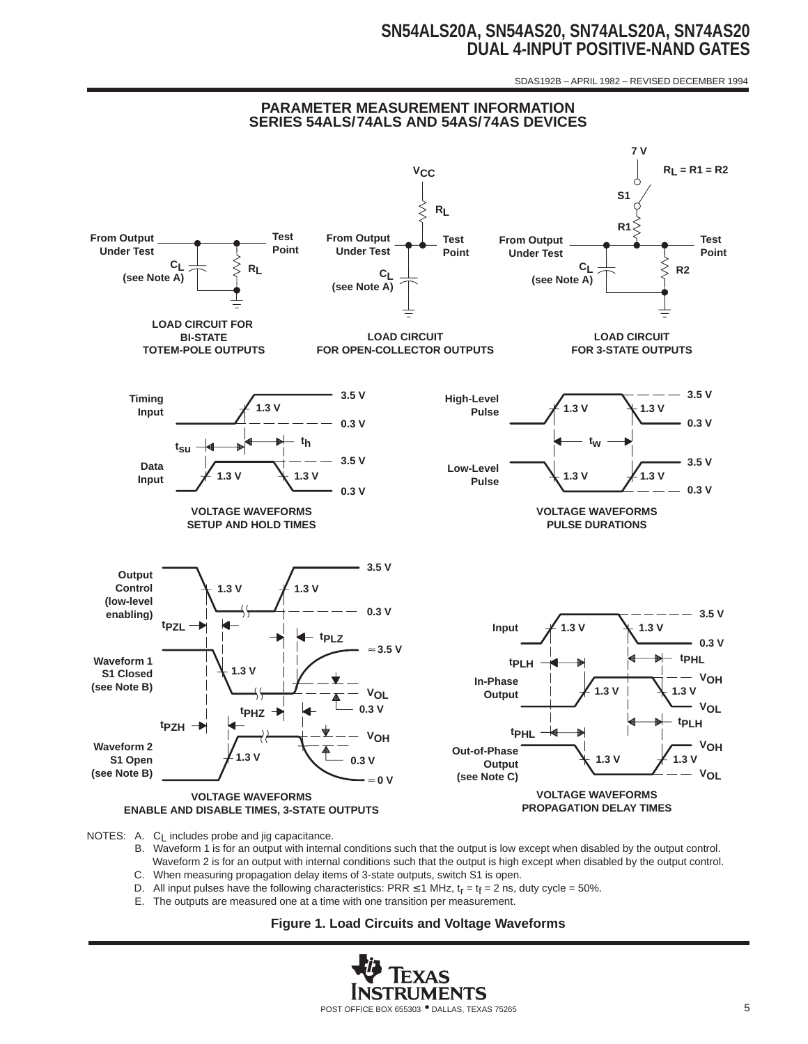## PARAMETER MEASUREMENT INFORMATION
## SERIES 54ALS/74ALS AND 54AS/74AS DEVICES

From Output Under Test
Test Point
$C_L$ (see Note A)
$R_L$

LOAD CIRCUIT FOR BI-STATE TOTEM-POLE OUTPUTS

$V_{CC}$
$R_L$
From Output Under Test
Test Point
$C_L$ (see Note A)

LOAD CIRCUIT FOR OPEN-COLLECTOR OUTPUTS

7 V
$R_L = R1 = R2$
S1
R1
From Output Under Test
Test Point
$C_L$ (see Note A)
R2

LOAD CIRCUIT FOR 3-STATE OUTPUTS

Timing Input
1.3 V
3.5 V
0.3 V
$t_{su}$
$t_h$
Data Input
1.3 V
1.3 V
3.5 V
0.3 V

VOLTAGE WAVEFORMS SETUP AND HOLD TIMES

High-Level Pulse
1.3 V
1.3 V
3.5 V
0.3 V
$t_w$
Low-Level Pulse
1.3 V
1.3 V
3.5 V
0.3 V

VOLTAGE WAVEFORMS PULSE DURATIONS

Output Control (low-level enabling)
1.3 V
1.3 V
3.5 V
0.3 V
$t_{PZL}$
$t_{PLZ}$
Waveform 1 S1 Closed (see Note B)
1.3 V
≈ 3.5 V
$V_{OL}$
0.3 V
$t_{PHZ}$
$t_{PZH}$
Waveform 2 S1 Open (see Note B)
1.3 V
$V_{OH}$
0.3 V
≈ 0 V

VOLTAGE WAVEFORMS ENABLE AND DISABLE TIMES, 3-STATE OUTPUTS

Input
1.3 V
1.3 V
3.5 V
0.3 V
$t_{PLH}$
$t_{PHL}$
In-Phase Output
1.3 V
1.3 V
$V_{OH}$
$V_{OL}$
$t_{PHL}$
$t_{PLH}$
Out-of-Phase Output (see Note C)
1.3 V
1.3 V
$V_{OH}$
$V_{OL}$

VOLTAGE WAVEFORMS PROPAGATION DELAY TIMES

NOTES:
A. $C_L$ includes probe and jig capacitance.
B. Waveform 1 is for an output with internal conditions such that the output is low except when disabled by the output control. Waveform 2 is for an output with internal conditions such that the output is high except when disabled by the output control.
C. When measuring propagation delay items of 3-state outputs, switch S1 is open.
D. All input pulses have the following characteristics: PRR ≤ 1 MHz, $t_r = t_f = 2$ ns, duty cycle = 50%.
E. The outputs are measured one at a time with one transition per measurement.

**Figure 1. Load Circuits and Voltage Waveforms**